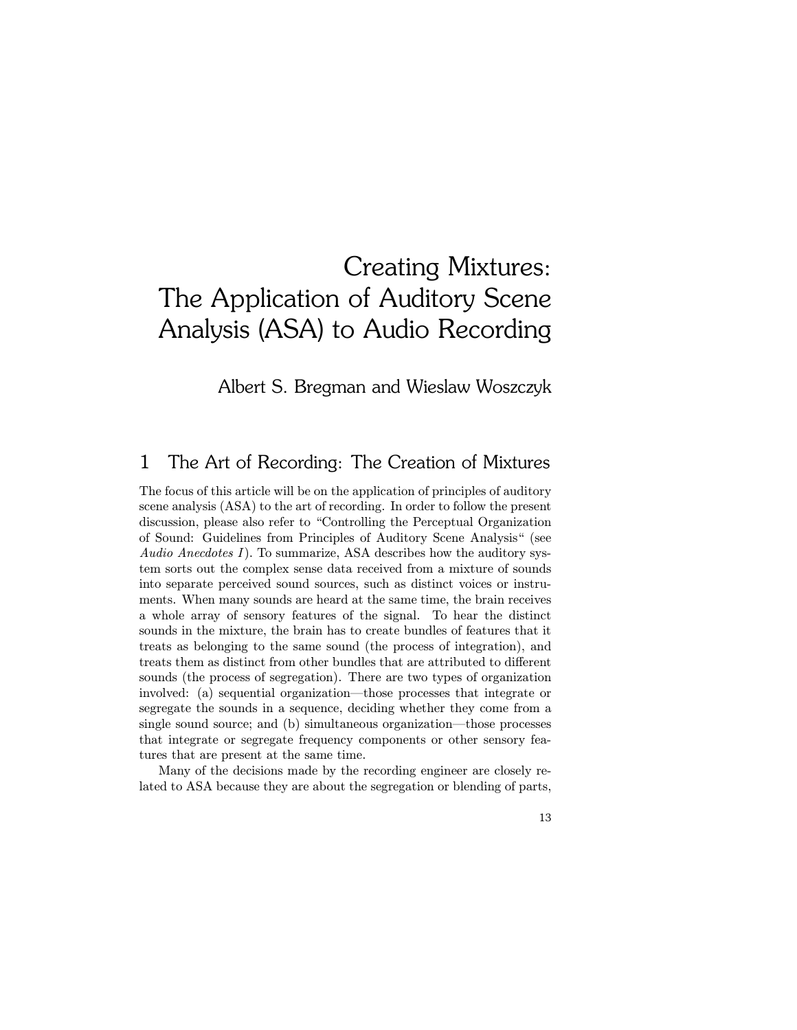# Creating Mixtures: The Application of Auditory Scene Analysis (ASA) to Audio Recording

Albert S. Bregman and Wieslaw Woszczyk

## 1 The Art of Recording: The Creation of Mixtures

The focus of this article will be on the application of principles of auditory scene analysis (ASA) to the art of recording. In order to follow the present discussion, please also refer to "Controlling the Perceptual Organization of Sound: Guidelines from Principles of Auditory Scene Analysis" (see *Audio Anecdotes I*). To summarize, ASA describes how the auditory system sorts out the complex sense data received from a mixture of sounds into separate perceived sound sources, such as distinct voices or instruments. When many sounds are heard at the same time, the brain receives a whole array of sensory features of the signal. To hear the distinct sounds in the mixture, the brain has to create bundles of features that it treats as belonging to the same sound (the process of integration), and treats them as distinct from other bundles that are attributed to different sounds (the process of segregation). There are two types of organization involved: (a) sequential organization—those processes that integrate or segregate the sounds in a sequence, deciding whether they come from a single sound source; and (b) simultaneous organization—those processes that integrate or segregate frequency components or other sensory features that are present at the same time.

Many of the decisions made by the recording engineer are closely related to ASA because they are about the segregation or blending of parts,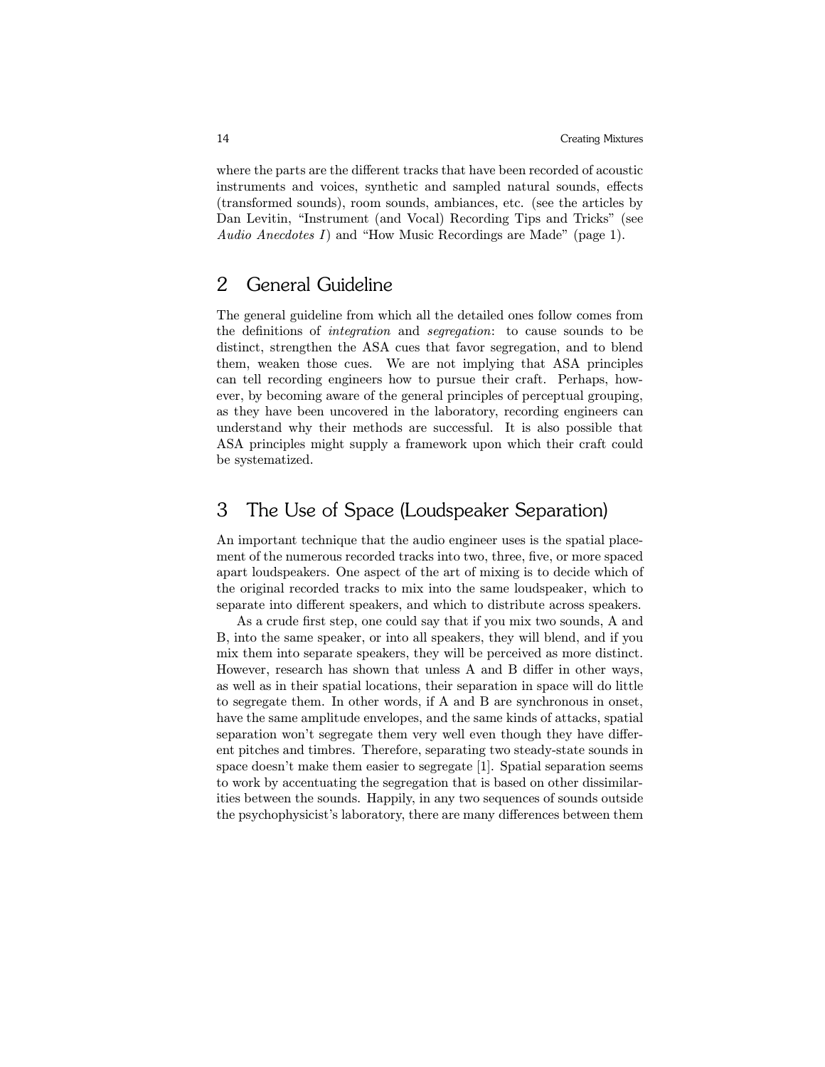where the parts are the different tracks that have been recorded of acoustic instruments and voices, synthetic and sampled natural sounds, effects (transformed sounds), room sounds, ambiances, etc. (see the articles by Dan Levitin, "Instrument (and Vocal) Recording Tips and Tricks" (see *Audio Anecdotes I*) and "How Music Recordings are Made" (page 1).

## 2 General Guideline

The general guideline from which all the detailed ones follow comes from the definitions of *integration* and *segregation*: to cause sounds to be distinct, strengthen the ASA cues that favor segregation, and to blend them, weaken those cues. We are not implying that ASA principles can tell recording engineers how to pursue their craft. Perhaps, however, by becoming aware of the general principles of perceptual grouping, as they have been uncovered in the laboratory, recording engineers can understand why their methods are successful. It is also possible that ASA principles might supply a framework upon which their craft could be systematized.

## 3 The Use of Space (Loudspeaker Separation)

An important technique that the audio engineer uses is the spatial placement of the numerous recorded tracks into two, three, five, or more spaced apart loudspeakers. One aspect of the art of mixing is to decide which of the original recorded tracks to mix into the same loudspeaker, which to separate into different speakers, and which to distribute across speakers.

As a crude first step, one could say that if you mix two sounds, A and B, into the same speaker, or into all speakers, they will blend, and if you mix them into separate speakers, they will be perceived as more distinct. However, research has shown that unless A and B differ in other ways, as well as in their spatial locations, their separation in space will do little to segregate them. In other words, if A and B are synchronous in onset, have the same amplitude envelopes, and the same kinds of attacks, spatial separation won't segregate them very well even though they have different pitches and timbres. Therefore, separating two steady-state sounds in space doesn't make them easier to segregate [1]. Spatial separation seems to work by accentuating the segregation that is based on other dissimilarities between the sounds. Happily, in any two sequences of sounds outside the psychophysicist's laboratory, there are many differences between them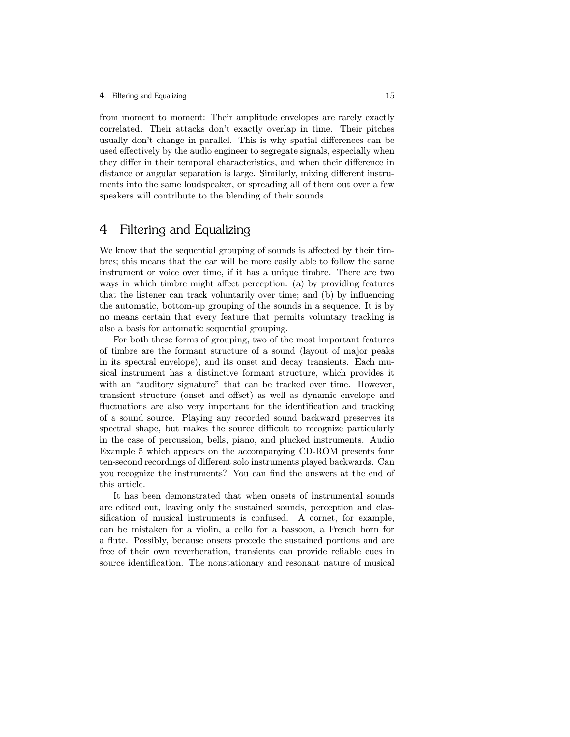from moment to moment: Their amplitude envelopes are rarely exactly correlated. Their attacks don't exactly overlap in time. Their pitches usually don't change in parallel. This is why spatial differences can be used effectively by the audio engineer to segregate signals, especially when they differ in their temporal characteristics, and when their difference in distance or angular separation is large. Similarly, mixing different instruments into the same loudspeaker, or spreading all of them out over a few speakers will contribute to the blending of their sounds.

## 4 Filtering and Equalizing

We know that the sequential grouping of sounds is affected by their timbres; this means that the ear will be more easily able to follow the same instrument or voice over time, if it has a unique timbre. There are two ways in which timbre might affect perception: (a) by providing features that the listener can track voluntarily over time; and (b) by influencing the automatic, bottom-up grouping of the sounds in a sequence. It is by no means certain that every feature that permits voluntary tracking is also a basis for automatic sequential grouping.

For both these forms of grouping, two of the most important features of timbre are the formant structure of a sound (layout of major peaks in its spectral envelope), and its onset and decay transients. Each musical instrument has a distinctive formant structure, which provides it with an "auditory signature" that can be tracked over time. However, transient structure (onset and offset) as well as dynamic envelope and fluctuations are also very important for the identification and tracking of a sound source. Playing any recorded sound backward preserves its spectral shape, but makes the source difficult to recognize particularly in the case of percussion, bells, piano, and plucked instruments. Audio Example 5 which appears on the accompanying CD-ROM presents four ten-second recordings of different solo instruments played backwards. Can you recognize the instruments? You can find the answers at the end of this article.

It has been demonstrated that when onsets of instrumental sounds are edited out, leaving only the sustained sounds, perception and classification of musical instruments is confused. A cornet, for example, can be mistaken for a violin, a cello for a bassoon, a French horn for a flute. Possibly, because onsets precede the sustained portions and are free of their own reverberation, transients can provide reliable cues in source identification. The nonstationary and resonant nature of musical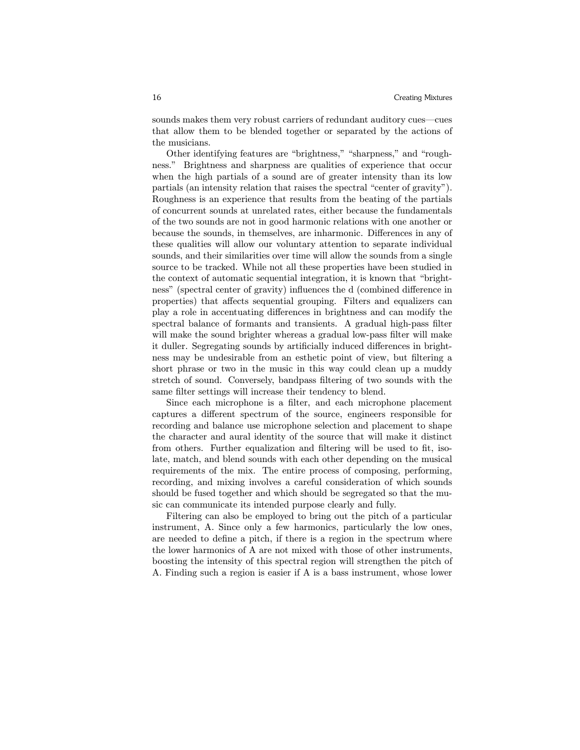sounds makes them very robust carriers of redundant auditory cues—cues that allow them to be blended together or separated by the actions of the musicians.

Other identifying features are "brightness," "sharpness," and "roughness." Brightness and sharpness are qualities of experience that occur when the high partials of a sound are of greater intensity than its low partials (an intensity relation that raises the spectral "center of gravity"). Roughness is an experience that results from the beating of the partials of concurrent sounds at unrelated rates, either because the fundamentals of the two sounds are not in good harmonic relations with one another or because the sounds, in themselves, are inharmonic. Differences in any of these qualities will allow our voluntary attention to separate individual sounds, and their similarities over time will allow the sounds from a single source to be tracked. While not all these properties have been studied in the context of automatic sequential integration, it is known that "brightness" (spectral center of gravity) influences the d (combined difference in properties) that affects sequential grouping. Filters and equalizers can play a role in accentuating differences in brightness and can modify the spectral balance of formants and transients. A gradual high-pass filter will make the sound brighter whereas a gradual low-pass filter will make it duller. Segregating sounds by artificially induced differences in brightness may be undesirable from an esthetic point of view, but filtering a short phrase or two in the music in this way could clean up a muddy stretch of sound. Conversely, bandpass filtering of two sounds with the same filter settings will increase their tendency to blend.

Since each microphone is a filter, and each microphone placement captures a different spectrum of the source, engineers responsible for recording and balance use microphone selection and placement to shape the character and aural identity of the source that will make it distinct from others. Further equalization and filtering will be used to fit, isolate, match, and blend sounds with each other depending on the musical requirements of the mix. The entire process of composing, performing, recording, and mixing involves a careful consideration of which sounds should be fused together and which should be segregated so that the music can communicate its intended purpose clearly and fully.

Filtering can also be employed to bring out the pitch of a particular instrument, A. Since only a few harmonics, particularly the low ones, are needed to define a pitch, if there is a region in the spectrum where the lower harmonics of A are not mixed with those of other instruments, boosting the intensity of this spectral region will strengthen the pitch of A. Finding such a region is easier if A is a bass instrument, whose lower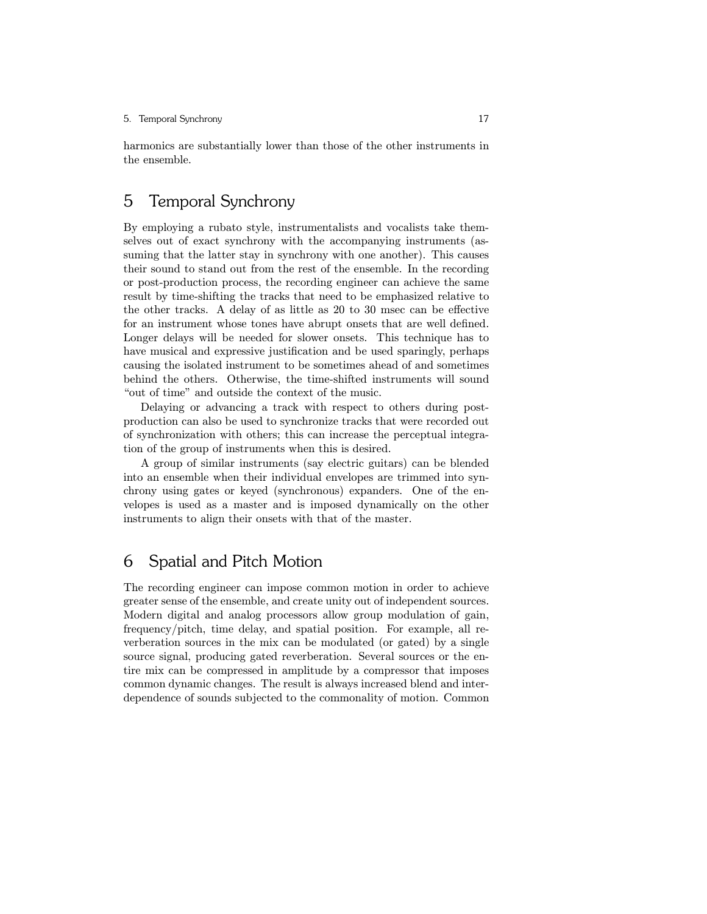harmonics are substantially lower than those of the other instruments in the ensemble.

## 5 Temporal Synchrony

By employing a rubato style, instrumentalists and vocalists take themselves out of exact synchrony with the accompanying instruments (assuming that the latter stay in synchrony with one another). This causes their sound to stand out from the rest of the ensemble. In the recording or post-production process, the recording engineer can achieve the same result by time-shifting the tracks that need to be emphasized relative to the other tracks. A delay of as little as 20 to 30 msec can be effective for an instrument whose tones have abrupt onsets that are well defined. Longer delays will be needed for slower onsets. This technique has to have musical and expressive justification and be used sparingly, perhaps causing the isolated instrument to be sometimes ahead of and sometimes behind the others. Otherwise, the time-shifted instruments will sound "out of time" and outside the context of the music.

Delaying or advancing a track with respect to others during post-production can also be used to synchronize tracks that were recorded out of synchronization with others; this can increase the perceptual integration of the group of instruments when this is desired.

A group of similar instruments (say electric guitars) can be blended into an ensemble when their individual envelopes are trimmed into synchrony using gates or keyed (synchronous) expanders. One of the envelopes is used as a master and is imposed dynamically on the other instruments to align their onsets with that of the master.

## 6 Spatial and Pitch Motion

The recording engineer can impose common motion in order to achieve greater sense of the ensemble, and create unity out of independent sources. Modern digital and analog processors allow group modulation of gain, frequency/pitch, time delay, and spatial position. For example, all reverberation sources in the mix can be modulated (or gated) by a single source signal, producing gated reverberation. Several sources or the entire mix can be compressed in amplitude by a compressor that imposes common dynamic changes. The result is always increased blend and interdependence of sounds subjected to the commonality of motion. Common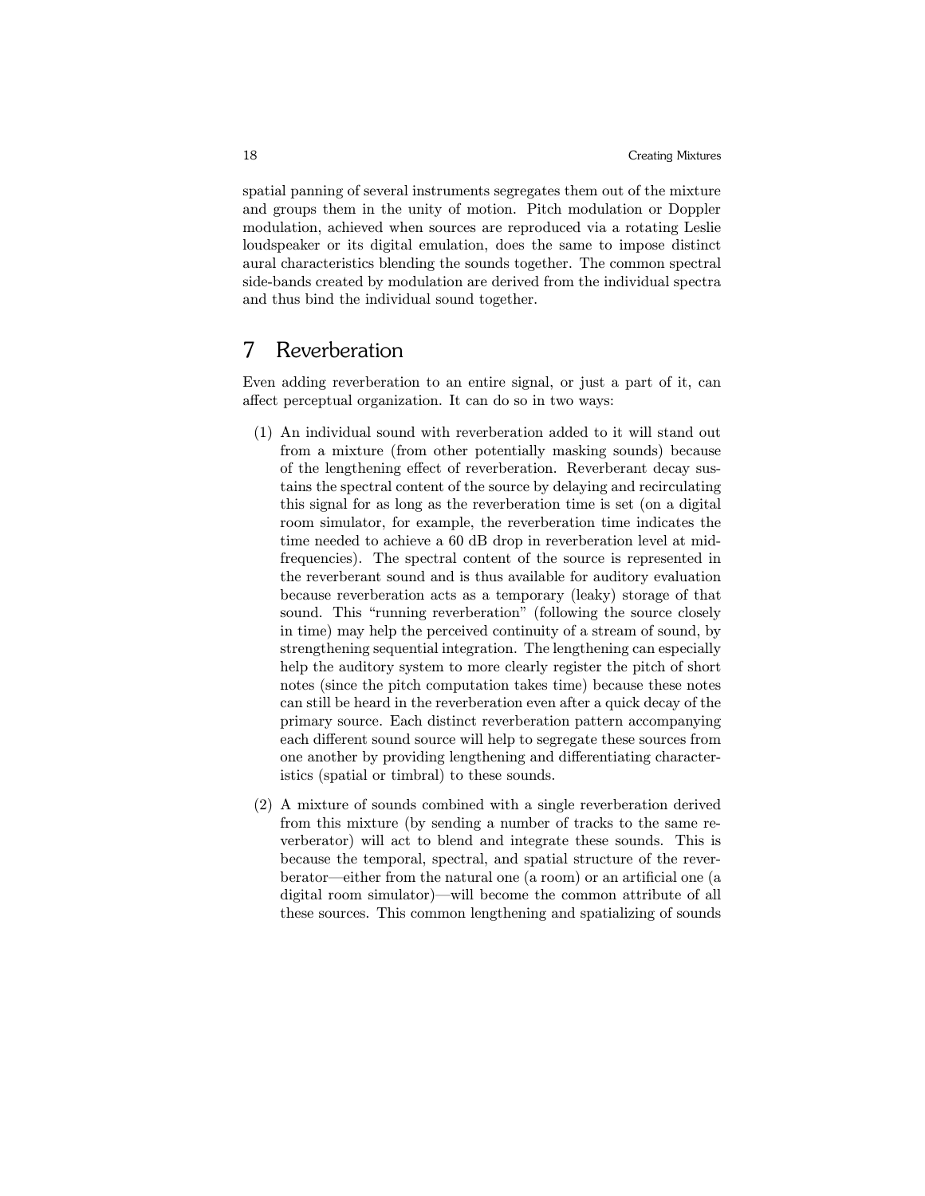spatial panning of several instruments segregates them out of the mixture and groups them in the unity of motion. Pitch modulation or Doppler modulation, achieved when sources are reproduced via a rotating Leslie loudspeaker or its digital emulation, does the same to impose distinct aural characteristics blending the sounds together. The common spectral side-bands created by modulation are derived from the individual spectra and thus bind the individual sound together.

## 7 Reverberation

Even adding reverberation to an entire signal, or just a part of it, can affect perceptual organization. It can do so in two ways:

(1) An individual sound with reverberation added to it will stand out from a mixture (from other potentially masking sounds) because of the lengthening effect of reverberation. Reverberant decay sustains the spectral content of the source by delaying and recirculating this signal for as long as the reverberation time is set (on a digital room simulator, for example, the reverberation time indicates the time needed to achieve a 60 dB drop in reverberation level at mid-frequencies). The spectral content of the source is represented in the reverberant sound and is thus available for auditory evaluation because reverberation acts as a temporary (leaky) storage of that sound. This "running reverberation" (following the source closely in time) may help the perceived continuity of a stream of sound, by strengthening sequential integration. The lengthening can especially help the auditory system to more clearly register the pitch of short notes (since the pitch computation takes time) because these notes can still be heard in the reverberation even after a quick decay of the primary source. Each distinct reverberation pattern accompanying each different sound source will help to segregate these sources from one another by providing lengthening and differentiating characteristics (spatial or timbral) to these sounds.

(2) A mixture of sounds combined with a single reverberation derived from this mixture (by sending a number of tracks to the same reverberator) will act to blend and integrate these sounds. This is because the temporal, spectral, and spatial structure of the reverberator—either from the natural one (a room) or an artificial one (a digital room simulator)—will become the common attribute of all these sources. This common lengthening and spatializing of sounds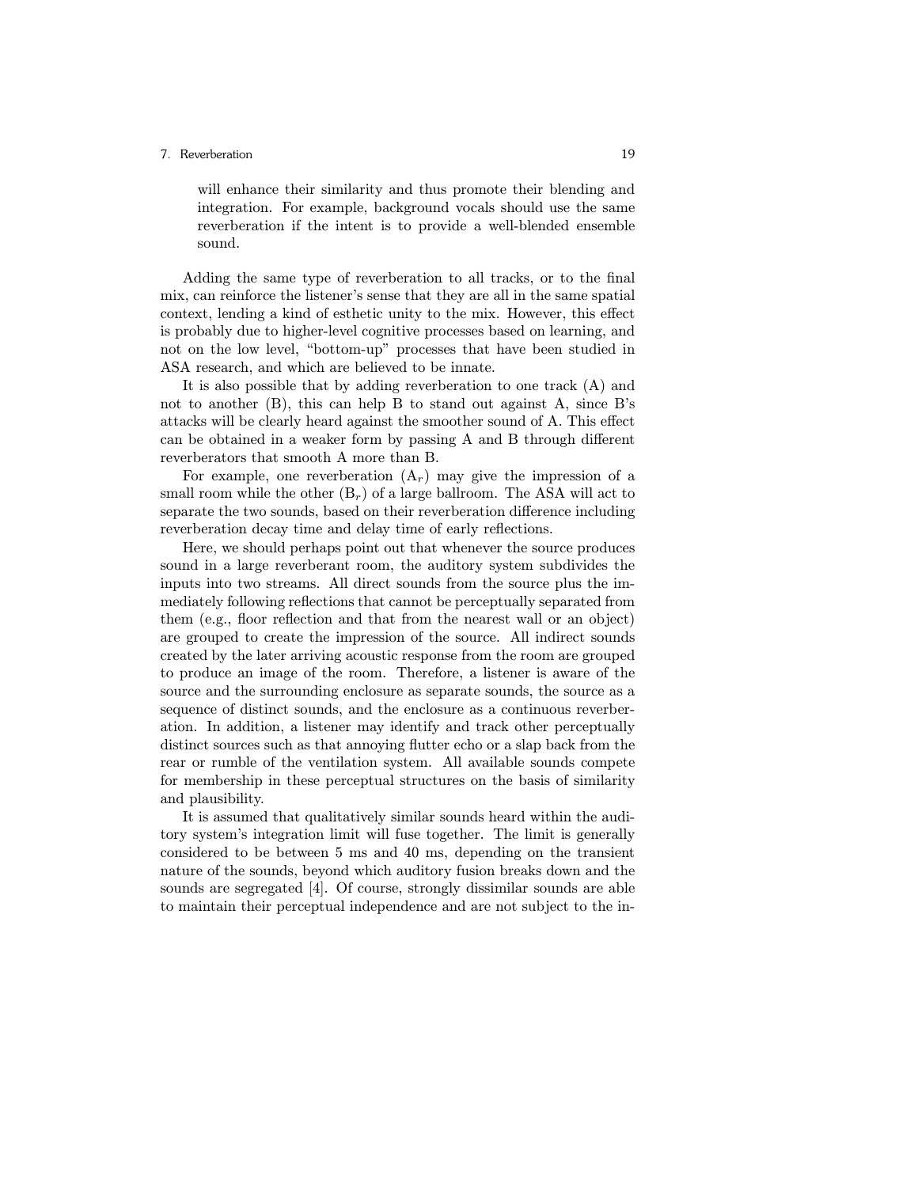will enhance their similarity and thus promote their blending and integration. For example, background vocals should use the same reverberation if the intent is to provide a well-blended ensemble sound.

Adding the same type of reverberation to all tracks, or to the final mix, can reinforce the listener's sense that they are all in the same spatial context, lending a kind of esthetic unity to the mix. However, this effect is probably due to higher-level cognitive processes based on learning, and not on the low level, "bottom-up" processes that have been studied in ASA research, and which are believed to be innate.

It is also possible that by adding reverberation to one track (A) and not to another (B), this can help B to stand out against A, since B's attacks will be clearly heard against the smoother sound of A. This effect can be obtained in a weaker form by passing A and B through different reverberators that smooth A more than B.

For example, one reverberation ($A_r$) may give the impression of a small room while the other ($B_r$) of a large ballroom. The ASA will act to separate the two sounds, based on their reverberation difference including reverberation decay time and delay time of early reflections.

Here, we should perhaps point out that whenever the source produces sound in a large reverberant room, the auditory system subdivides the inputs into two streams. All direct sounds from the source plus the immediately following reflections that cannot be perceptually separated from them (e.g., floor reflection and that from the nearest wall or an object) are grouped to create the impression of the source. All indirect sounds created by the later arriving acoustic response from the room are grouped to produce an image of the room. Therefore, a listener is aware of the source and the surrounding enclosure as separate sounds, the source as a sequence of distinct sounds, and the enclosure as a continuous reverberation. In addition, a listener may identify and track other perceptually distinct sources such as that annoying flutter echo or a slap back from the rear or rumble of the ventilation system. All available sounds compete for membership in these perceptual structures on the basis of similarity and plausibility.

It is assumed that qualitatively similar sounds heard within the auditory system's integration limit will fuse together. The limit is generally considered to be between 5 ms and 40 ms, depending on the transient nature of the sounds, beyond which auditory fusion breaks down and the sounds are segregated [4]. Of course, strongly dissimilar sounds are able to maintain their perceptual independence and are not subject to the in-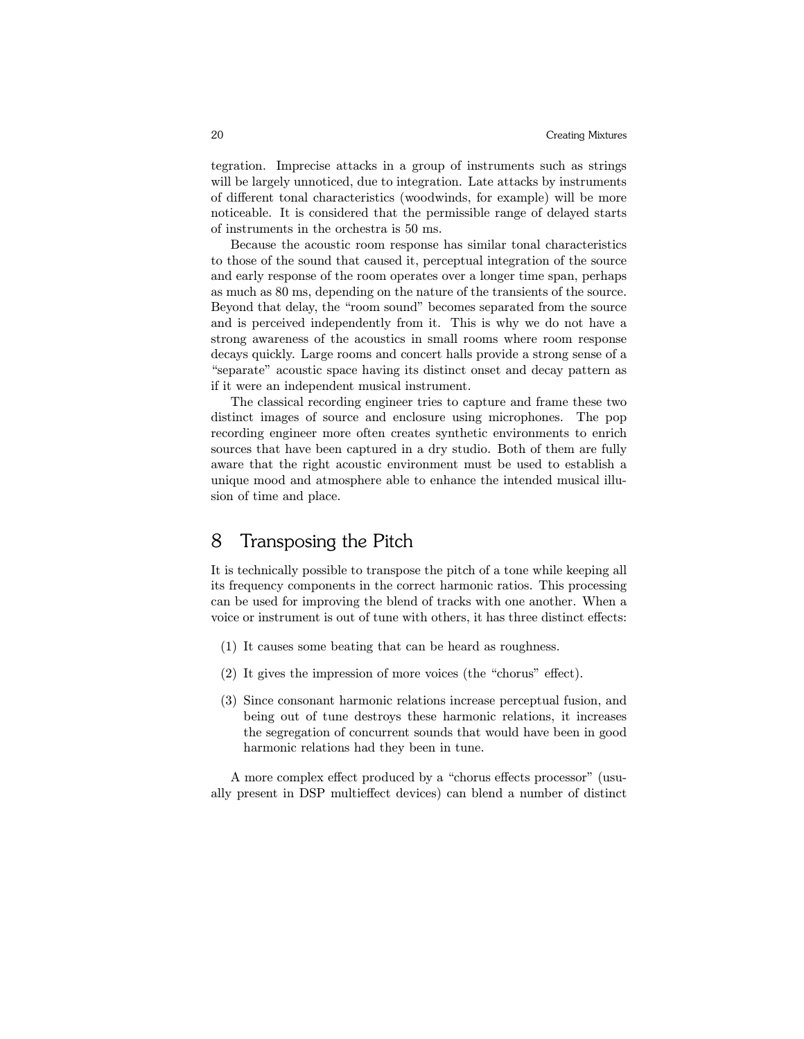tegration. Imprecise attacks in a group of instruments such as strings will be largely unnoticed, due to integration. Late attacks by instruments of different tonal characteristics (woodwinds, for example) will be more noticeable. It is considered that the permissible range of delayed starts of instruments in the orchestra is 50 ms.

Because the acoustic room response has similar tonal characteristics to those of the sound that caused it, perceptual integration of the source and early response of the room operates over a longer time span, perhaps as much as 80 ms, depending on the nature of the transients of the source. Beyond that delay, the "room sound" becomes separated from the source and is perceived independently from it. This is why we do not have a strong awareness of the acoustics in small rooms where room response decays quickly. Large rooms and concert halls provide a strong sense of a "separate" acoustic space having its distinct onset and decay pattern as if it were an independent musical instrument.

The classical recording engineer tries to capture and frame these two distinct images of source and enclosure using microphones. The pop recording engineer more often creates synthetic environments to enrich sources that have been captured in a dry studio. Both of them are fully aware that the right acoustic environment must be used to establish a unique mood and atmosphere able to enhance the intended musical illusion of time and place.

# 8 Transposing the Pitch

It is technically possible to transpose the pitch of a tone while keeping all its frequency components in the correct harmonic ratios. This processing can be used for improving the blend of tracks with one another. When a voice or instrument is out of tune with others, it has three distinct effects:

(1) It causes some beating that can be heard as roughness.

(2) It gives the impression of more voices (the "chorus" effect).

(3) Since consonant harmonic relations increase perceptual fusion, and being out of tune destroys these harmonic relations, it increases the segregation of concurrent sounds that would have been in good harmonic relations had they been in tune.

A more complex effect produced by a "chorus effects processor" (usually present in DSP multieffect devices) can blend a number of distinct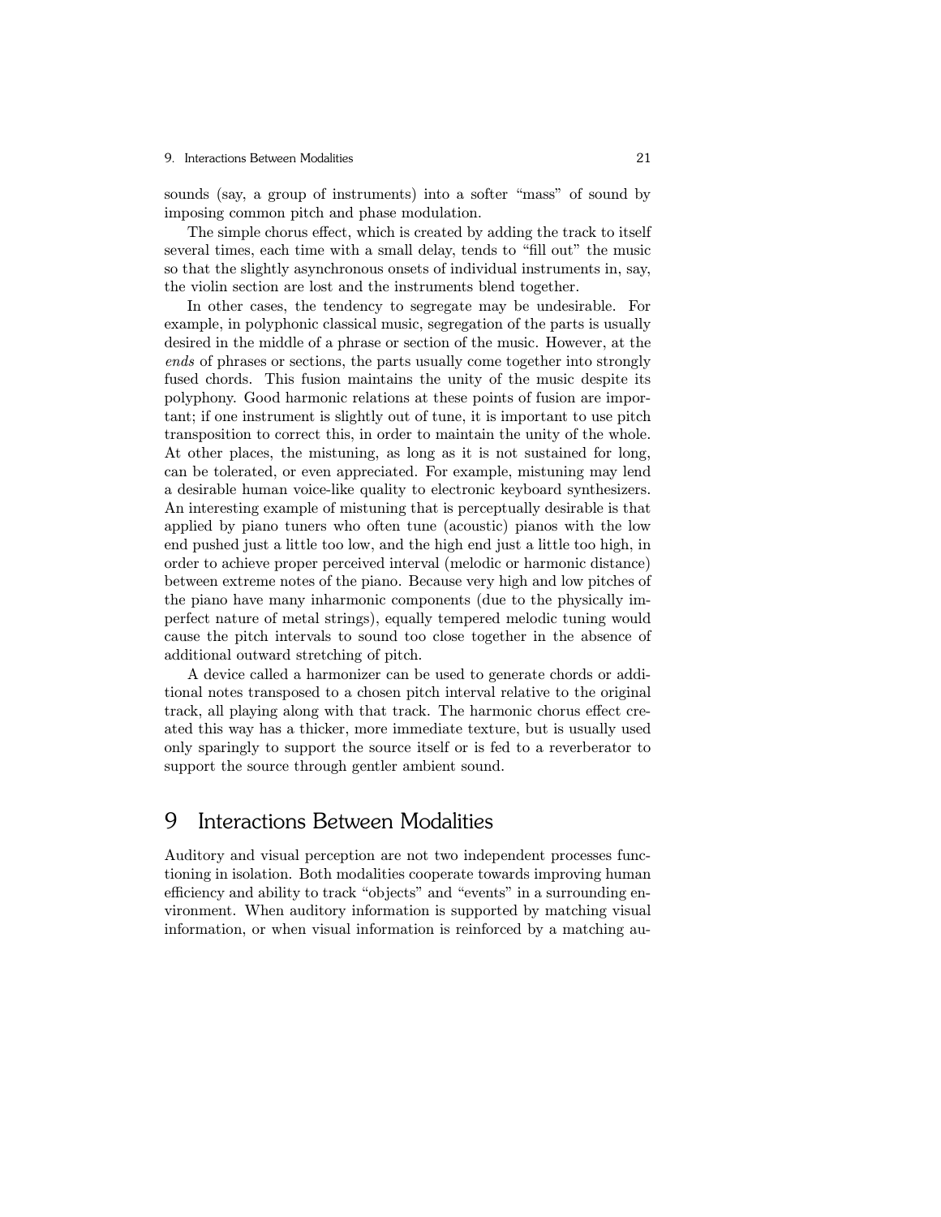sounds (say, a group of instruments) into a softer "mass" of sound by imposing common pitch and phase modulation.

The simple chorus effect, which is created by adding the track to itself several times, each time with a small delay, tends to "fill out" the music so that the slightly asynchronous onsets of individual instruments in, say, the violin section are lost and the instruments blend together.

In other cases, the tendency to segregate may be undesirable. For example, in polyphonic classical music, segregation of the parts is usually desired in the middle of a phrase or section of the music. However, at the *ends* of phrases or sections, the parts usually come together into strongly fused chords. This fusion maintains the unity of the music despite its polyphony. Good harmonic relations at these points of fusion are important; if one instrument is slightly out of tune, it is important to use pitch transposition to correct this, in order to maintain the unity of the whole. At other places, the mistuning, as long as it is not sustained for long, can be tolerated, or even appreciated. For example, mistuning may lend a desirable human voice-like quality to electronic keyboard synthesizers. An interesting example of mistuning that is perceptually desirable is that applied by piano tuners who often tune (acoustic) pianos with the low end pushed just a little too low, and the high end just a little too high, in order to achieve proper perceived interval (melodic or harmonic distance) between extreme notes of the piano. Because very high and low pitches of the piano have many inharmonic components (due to the physically imperfect nature of metal strings), equally tempered melodic tuning would cause the pitch intervals to sound too close together in the absence of additional outward stretching of pitch.

A device called a harmonizer can be used to generate chords or additional notes transposed to a chosen pitch interval relative to the original track, all playing along with that track. The harmonic chorus effect created this way has a thicker, more immediate texture, but is usually used only sparingly to support the source itself or is fed to a reverberator to support the source through gentler ambient sound.

# 9 Interactions Between Modalities

Auditory and visual perception are not two independent processes functioning in isolation. Both modalities cooperate towards improving human efficiency and ability to track "objects" and "events" in a surrounding environment. When auditory information is supported by matching visual information, or when visual information is reinforced by a matching au-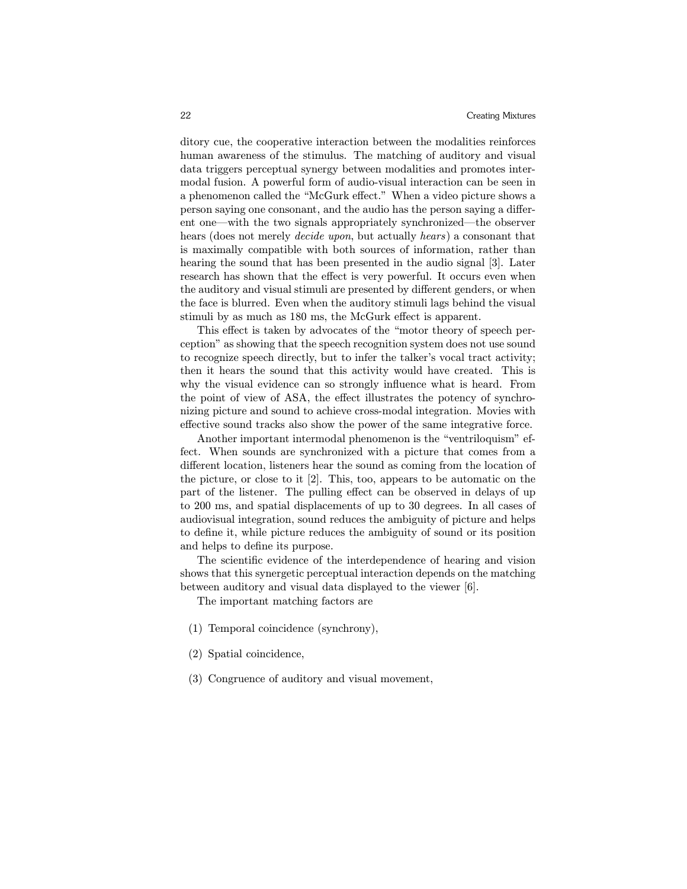ditory cue, the cooperative interaction between the modalities reinforces human awareness of the stimulus. The matching of auditory and visual data triggers perceptual synergy between modalities and promotes intermodal fusion. A powerful form of audio-visual interaction can be seen in a phenomenon called the "McGurk effect." When a video picture shows a person saying one consonant, and the audio has the person saying a different one—with the two signals appropriately synchronized—the observer hears (does not merely *decide upon*, but actually *hears*) a consonant that is maximally compatible with both sources of information, rather than hearing the sound that has been presented in the audio signal [3]. Later research has shown that the effect is very powerful. It occurs even when the auditory and visual stimuli are presented by different genders, or when the face is blurred. Even when the auditory stimuli lags behind the visual stimuli by as much as 180 ms, the McGurk effect is apparent.

This effect is taken by advocates of the "motor theory of speech perception" as showing that the speech recognition system does not use sound to recognize speech directly, but to infer the talker's vocal tract activity; then it hears the sound that this activity would have created. This is why the visual evidence can so strongly influence what is heard. From the point of view of ASA, the effect illustrates the potency of synchronizing picture and sound to achieve cross-modal integration. Movies with effective sound tracks also show the power of the same integrative force.

Another important intermodal phenomenon is the "ventriloquism" effect. When sounds are synchronized with a picture that comes from a different location, listeners hear the sound as coming from the location of the picture, or close to it [2]. This, too, appears to be automatic on the part of the listener. The pulling effect can be observed in delays of up to 200 ms, and spatial displacements of up to 30 degrees. In all cases of audiovisual integration, sound reduces the ambiguity of picture and helps to define it, while picture reduces the ambiguity of sound or its position and helps to define its purpose.

The scientific evidence of the interdependence of hearing and vision shows that this synergetic perceptual interaction depends on the matching between auditory and visual data displayed to the viewer [6].

The important matching factors are

(1) Temporal coincidence (synchrony),

(2) Spatial coincidence,

(3) Congruence of auditory and visual movement,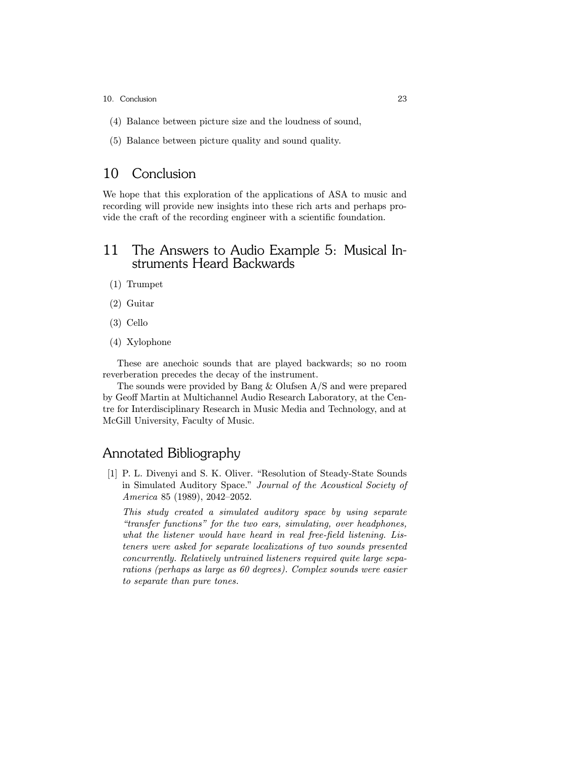(4) Balance between picture size and the loudness of sound,

(5) Balance between picture quality and sound quality.

## 10 Conclusion

We hope that this exploration of the applications of ASA to music and recording will provide new insights into these rich arts and perhaps provide the craft of the recording engineer with a scientific foundation.

## 11 The Answers to Audio Example 5: Musical Instruments Heard Backwards

(1) Trumpet

(2) Guitar

(3) Cello

(4) Xylophone

These are anechoic sounds that are played backwards; so no room reverberation precedes the decay of the instrument.

The sounds were provided by Bang & Olufsen A/S and were prepared by Geoff Martin at Multichannel Audio Research Laboratory, at the Centre for Interdisciplinary Research in Music Media and Technology, and at McGill University, Faculty of Music.

## Annotated Bibliography

[1] P. L. Divenyi and S. K. Oliver. "Resolution of Steady-State Sounds in Simulated Auditory Space." *Journal of the Acoustical Society of America* 85 (1989), 2042–2052.

*This study created a simulated auditory space by using separate "transfer functions" for the two ears, simulating, over headphones, what the listener would have heard in real free-field listening. Listeners were asked for separate localizations of two sounds presented concurrently. Relatively untrained listeners required quite large separations (perhaps as large as 60 degrees). Complex sounds were easier to separate than pure tones.*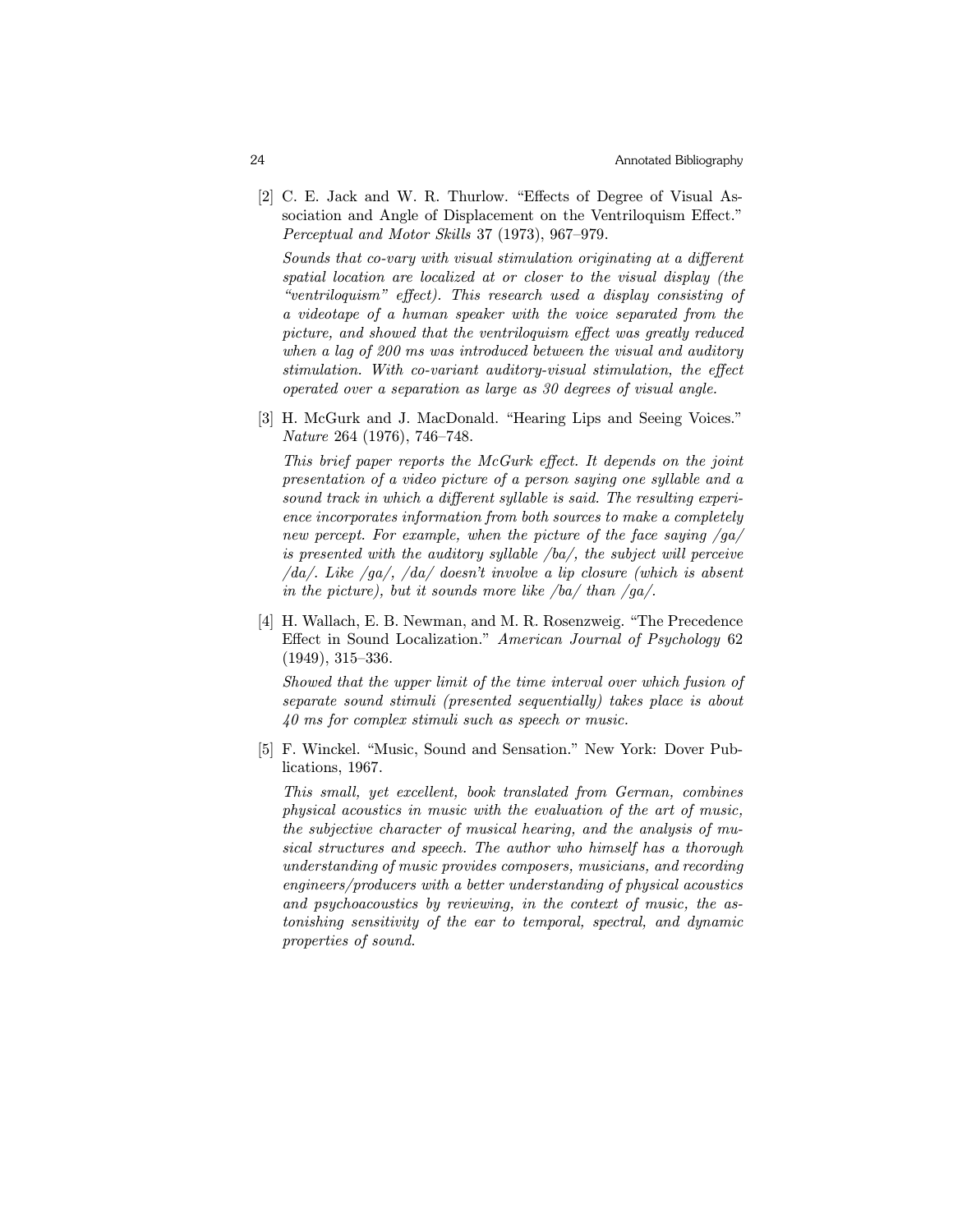[2] C. E. Jack and W. R. Thurlow. "Effects of Degree of Visual Association and Angle of Displacement on the Ventriloquism Effect." *Perceptual and Motor Skills* 37 (1973), 967–979.

*Sounds that co-vary with visual stimulation originating at a different spatial location are localized at or closer to the visual display (the "ventriloquism" effect). This research used a display consisting of a videotape of a human speaker with the voice separated from the picture, and showed that the ventriloquism effect was greatly reduced when a lag of 200 ms was introduced between the visual and auditory stimulation. With co-variant auditory-visual stimulation, the effect operated over a separation as large as 30 degrees of visual angle.*

[3] H. McGurk and J. MacDonald. "Hearing Lips and Seeing Voices." *Nature* 264 (1976), 746–748.

*This brief paper reports the McGurk effect. It depends on the joint presentation of a video picture of a person saying one syllable and a sound track in which a different syllable is said. The resulting experience incorporates information from both sources to make a completely new percept. For example, when the picture of the face saying /ga/ is presented with the auditory syllable /ba/, the subject will perceive /da/. Like /ga/, /da/ doesn't involve a lip closure (which is absent in the picture), but it sounds more like /ba/ than /ga/.*

[4] H. Wallach, E. B. Newman, and M. R. Rosenzweig. "The Precedence Effect in Sound Localization." *American Journal of Psychology* 62 (1949), 315–336.

*Showed that the upper limit of the time interval over which fusion of separate sound stimuli (presented sequentially) takes place is about 40 ms for complex stimuli such as speech or music.*

[5] F. Winckel. "Music, Sound and Sensation." New York: Dover Publications, 1967.

*This small, yet excellent, book translated from German, combines physical acoustics in music with the evaluation of the art of music, the subjective character of musical hearing, and the analysis of musical structures and speech. The author who himself has a thorough understanding of music provides composers, musicians, and recording engineers/producers with a better understanding of physical acoustics and psychoacoustics by reviewing, in the context of music, the astonishing sensitivity of the ear to temporal, spectral, and dynamic properties of sound.*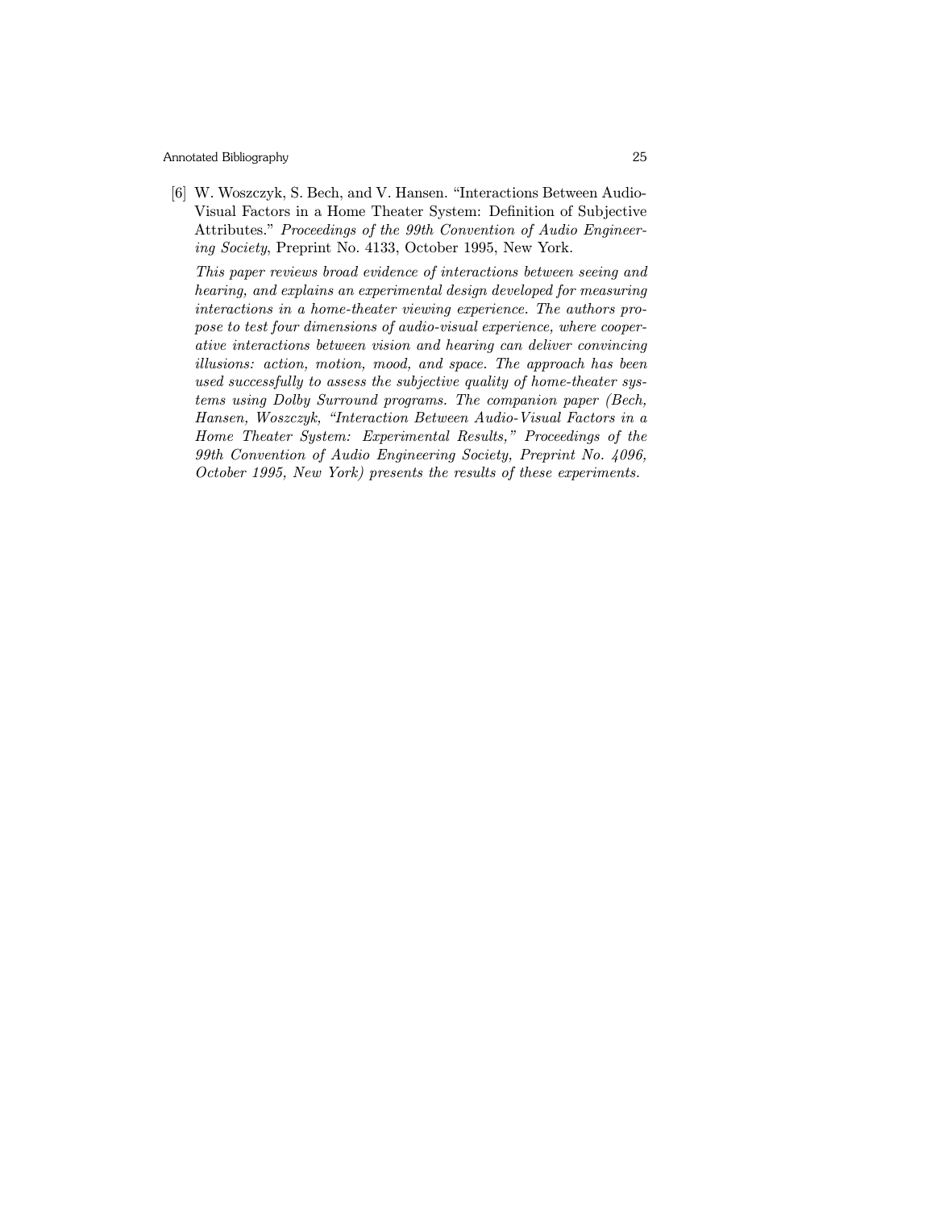[6] W. Woszczyk, S. Bech, and V. Hansen. "Interactions Between Audio-Visual Factors in a Home Theater System: Definition of Subjective Attributes." *Proceedings of the 99th Convention of Audio Engineering Society*, Preprint No. 4133, October 1995, New York.

*This paper reviews broad evidence of interactions between seeing and hearing, and explains an experimental design developed for measuring interactions in a home-theater viewing experience. The authors propose to test four dimensions of audio-visual experience, where cooperative interactions between vision and hearing can deliver convincing illusions: action, motion, mood, and space. The approach has been used successfully to assess the subjective quality of home-theater systems using Dolby Surround programs. The companion paper (Bech, Hansen, Woszczyk, "Interaction Between Audio-Visual Factors in a Home Theater System: Experimental Results," Proceedings of the 99th Convention of Audio Engineering Society, Preprint No. 4096, October 1995, New York) presents the results of these experiments.*